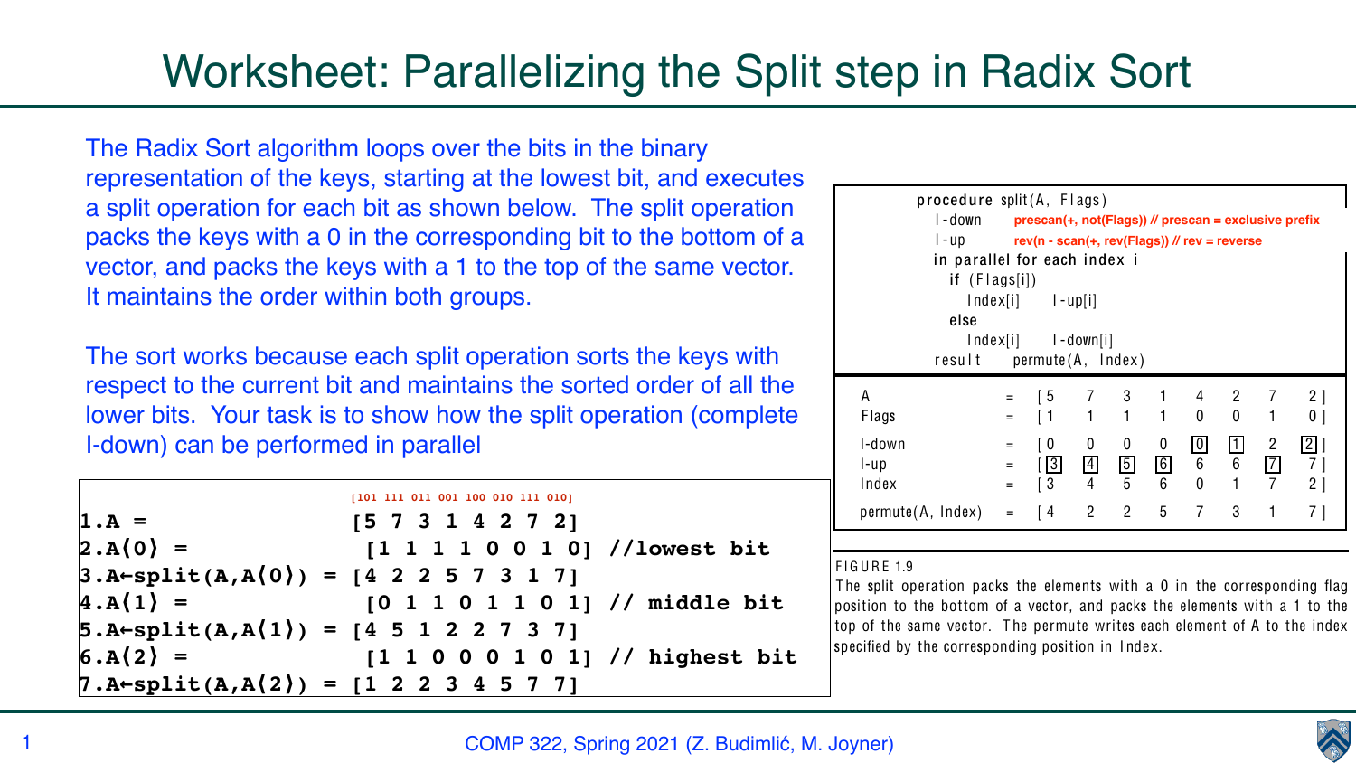# Worksheet: Parallelizing the Split step in Radix Sort

The Radix Sort algorithm loops over the bits in the binary representation of the keys, starting at the lowest bit, and executes a split operation for each bit as shown below. The split operation packs the keys with a 0 in the corresponding bit to the bottom of a vector, and packs the keys with a 1 to the top of the same vector. It maintains the order within both groups.

The sort works because each split operation sorts the keys with respect to the current bit and maintains the sorted order of all the lower bits. Your task is to show how the split operation (complete I-down) can be performed in parallel

```
                        [101 111 011 001 100 010 111 010]
1.A =                   [5 7 3 1 4 2 7 2]
2.A⟨0⟩ =                [1 1 1 1 0 0 1 0] //lowest bit
3.A←split(A,A⟨0⟩) =     [4 2 2 5 7 3 1 7]
4.A⟨1⟩ =                [0 1 1 0 1 1 0 1] // middle bit
5.A←split(A,A⟨1⟩) =     [4 5 1 2 2 7 3 7]
6.A⟨2⟩ =                [1 1 0 0 0 1 0 1] // highest bit
7.A←split(A,A⟨2⟩) =     [1 2 2 3 4 5 7 7]
```

```
procedure split(A, Flags)
  I-down    prescan(+, not(Flags)) // prescan = exclusive prefix
  I-up      rev(n - scan(+, rev(Flags)) // rev = reverse
  in parallel for each index i
    if (Flags[i])
      Index[i]    I-up[i]
    else
      Index[i]    I-down[i]
  result    permute(A, Index)
```

| | | | | | | | | | |
|---|---|---|---|---|---|---|---|---|---|
| A | = | [ 5 | 7 | 3 | 1 | 4 | 2 | 7 | 2 ] |
| Flags | = | [ 1 | 1 | 1 | 1 | 0 | 0 | 1 | 0 ] |
| I-down | = | [ 0 | 0 | 0 | 0 | 0 | 1 | 2 | 2 ] |
| I-up | = | [ 3 | 4 | 5 | 6 | 6 | 6 | 7 | 7 ] |
| Index | = | [ 3 | 4 | 5 | 6 | 0 | 1 | 7 | 2 ] |
| permute(A, Index) | = | [ 4 | 2 | 2 | 5 | 7 | 3 | 1 | 7 ] |

FIGURE 1.9

The split operation packs the elements with a 0 in the corresponding flag position to the bottom of a vector, and packs the elements with a 1 to the top of the same vector. The permute writes each element of A to the index specified by the corresponding position in Index.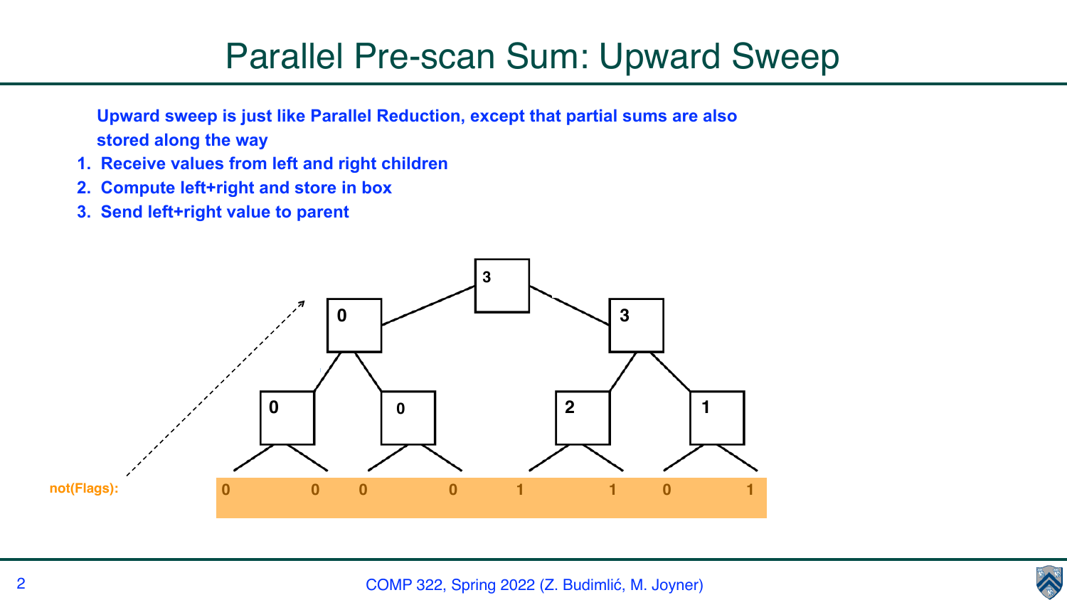# Parallel Pre-scan Sum: Upward Sweep

**Upward sweep is just like Parallel Reduction, except that partial sums are also stored along the way**

1. **Receive values from left and right children**
2. **Compute left+right and store in box**
3. **Send left+right value to parent**

not(Flags): 0 0 0 0 1 1 0 1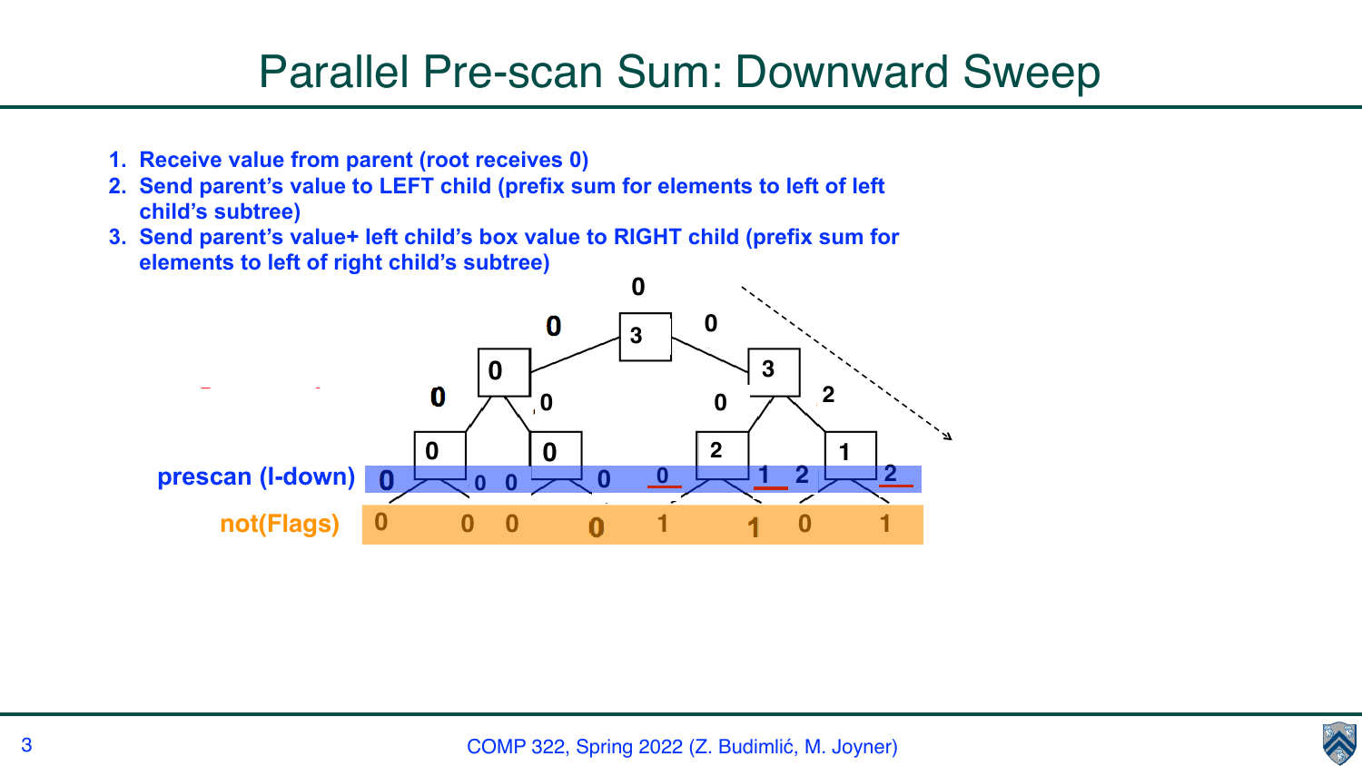# Parallel Pre-scan Sum: Downward Sweep

1. **Receive value from parent (root receives 0)**
2. **Send parent's value to LEFT child (prefix sum for elements to left of left child's subtree)**
3. **Send parent's value+ left child's box value to RIGHT child (prefix sum for elements to left of right child's subtree)**

| | | | | | | | | |
|---|---|---|---|---|---|---|---|---|
| **prescan (l-down)** | 0 | 0 | 0 | 0 | 0 | 1 | 2 | 2 |
| **not(Flags)** | 0 | 0 | 0 | 0 | 1 | 1 | 0 | 1 |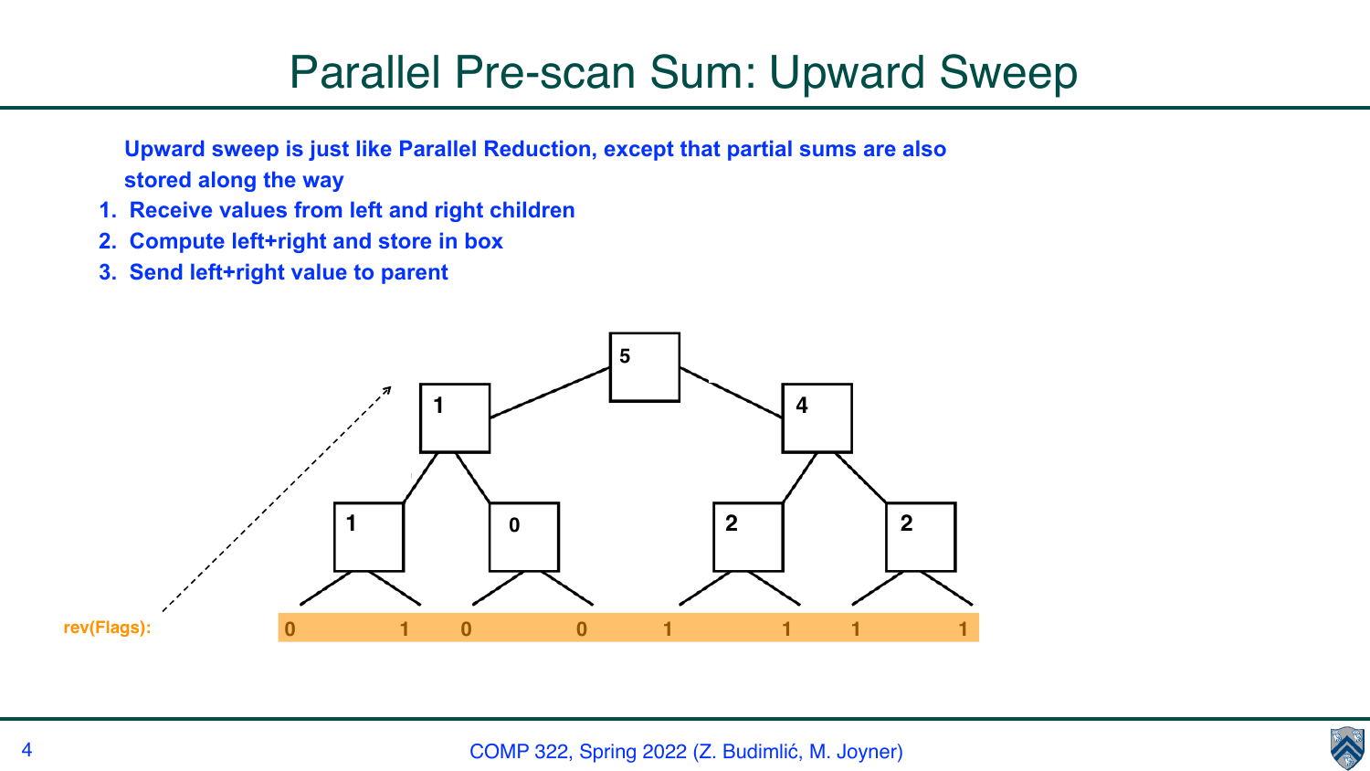# Parallel Pre-scan Sum: Upward Sweep

**Upward sweep is just like Parallel Reduction, except that partial sums are also stored along the way**

1. **Receive values from left and right children**
2. **Compute left+right and store in box**
3. **Send left+right value to parent**

rev(Flags): 0 1 0 0 1 1 1 1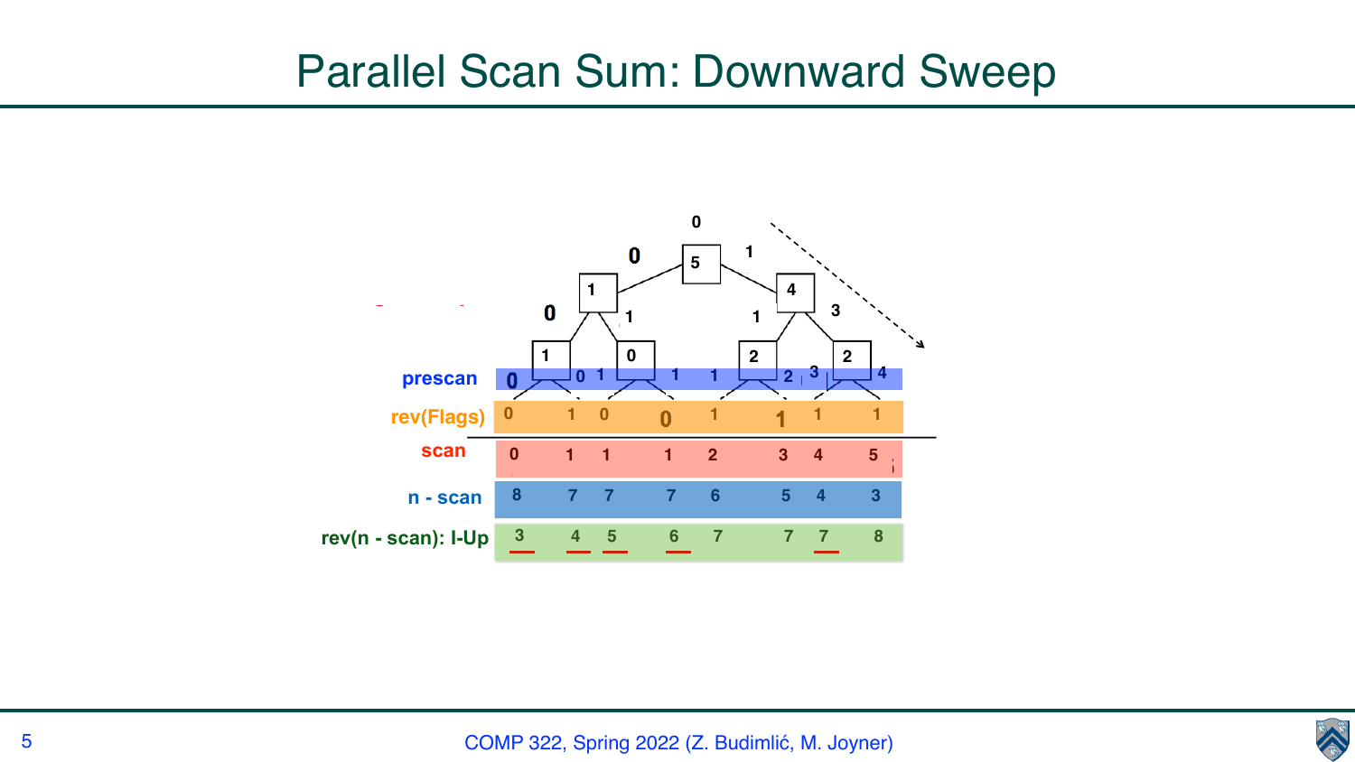# Parallel Scan Sum: Downward Sweep

0

0 5 1

1 4

0 1 1 3

1 0 2 2

prescan 0 0 1 1 1 2 3 4

rev(Flags) 0 1 0 0 1 1 1 1

scan 0 1 1 1 2 3 4 5

n - scan 8 7 7 7 6 5 4 3

rev(n - scan): I-Up 3 4 5 6 7 7 7 8